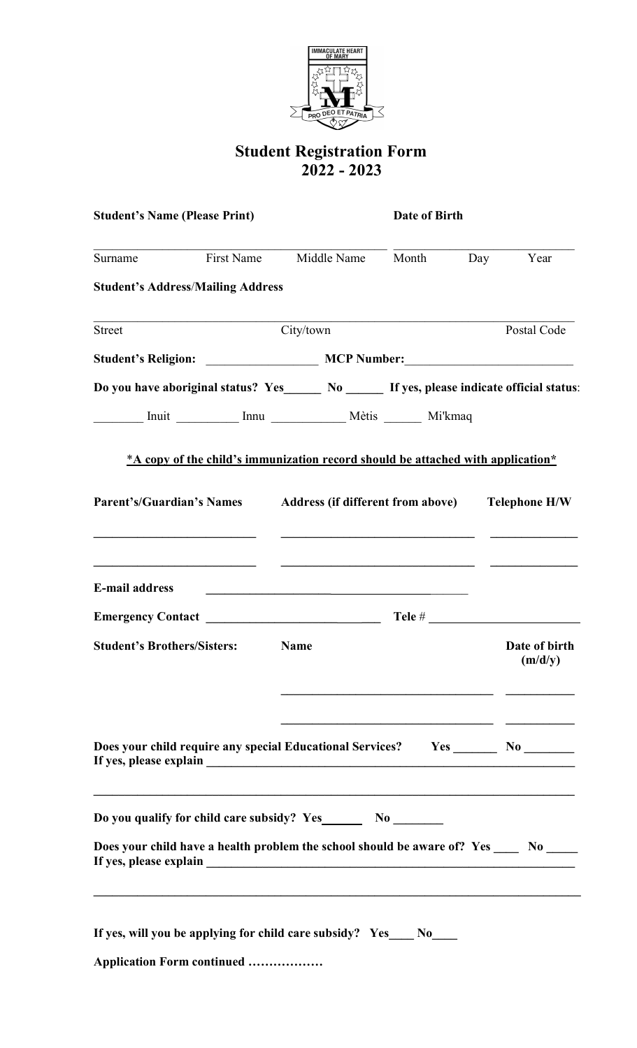# Student Registration Form
## 2022 - 2023

**Student's Name (Please Print)** **Date of Birth**

Surname First Name Middle Name Month Day Year

**Student's Address/Mailing Address**

Street City/town Postal Code

**Student's Religion:** _________________ **MCP Number:** _________________________

**Do you have aboriginal status? Yes______ No ______ If yes, please indicate official status:**

________ Inuit __________ Innu ____________ Mètis ______ Mi'kmaq

***A copy of the child's immunization record should be attached with application***

| **Parent's/Guardian's Names** | **Address (if different from above)** | **Telephone H/W** |
|---|---|---|
| | | |
| | | |

**E-mail address** ________________________________________

**Emergency Contact** ___________________________ **Tele #** ________________________

| **Student's Brothers/Sisters:** | **Name** | **Date of birth (m/d/y)** |
|---|---|---|
| | | |
| | | |

**Does your child require any special Educational Services? Yes _______ No _______**
**If yes, please explain** ___________________________________________________________

______________________________________________________________________________

**Do you qualify for child care subsidy? Yes_______ No _______**

**Does your child have a health problem the school should be aware of? Yes ____ No _____**
**If yes, please explain** ___________________________________________________________

______________________________________________________________________________

**If yes, will you be applying for child care subsidy? Yes____ No____**

**Application Form continued ………………**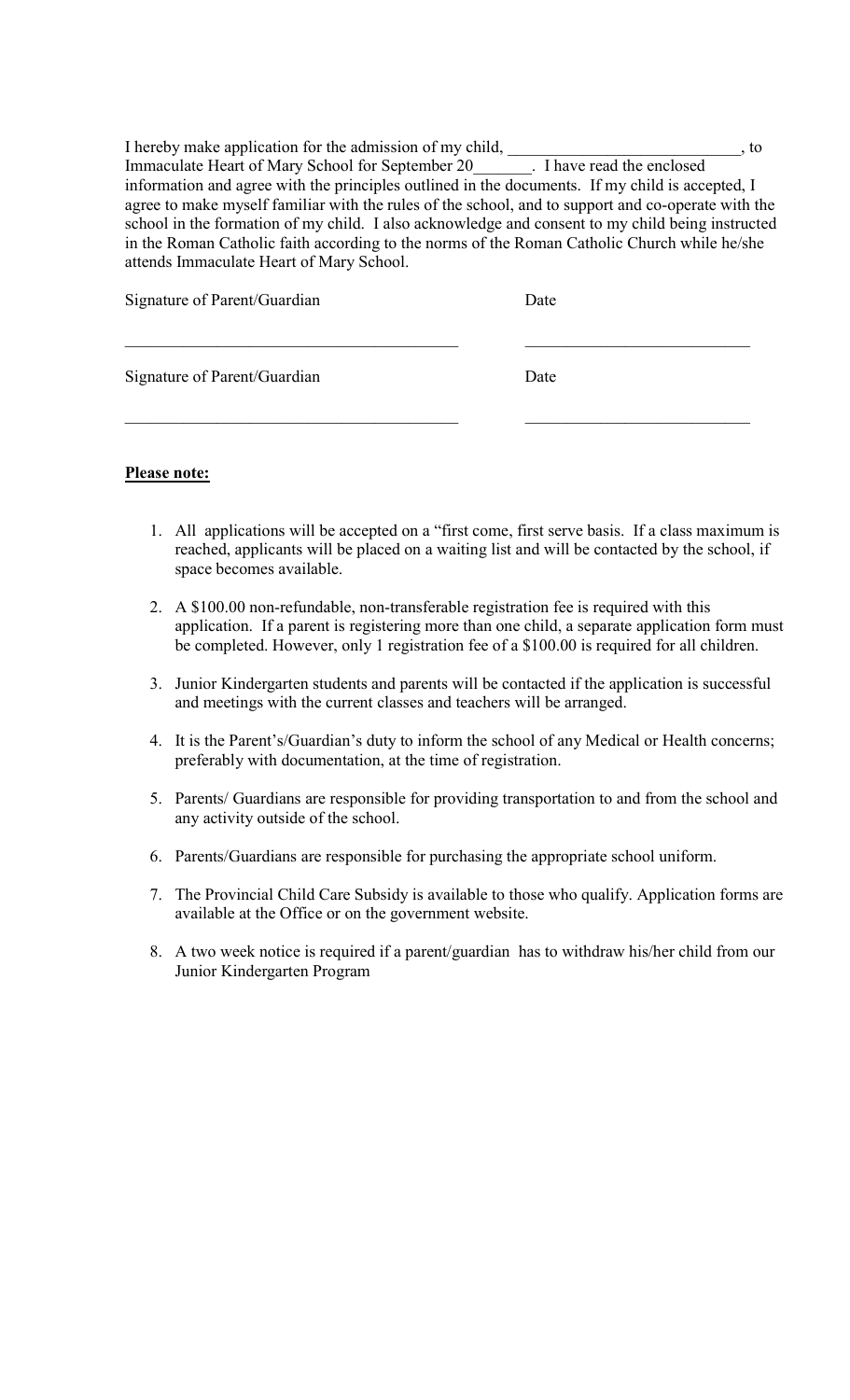I hereby make application for the admission of my child, ___________________________, to Immaculate Heart of Mary School for September 20_______. I have read the enclosed information and agree with the principles outlined in the documents. If my child is accepted, I agree to make myself familiar with the rules of the school, and to support and co-operate with the school in the formation of my child. I also acknowledge and consent to my child being instructed in the Roman Catholic faith according to the norms of the Roman Catholic Church while he/she attends Immaculate Heart of Mary School.

Signature of Parent/Guardian                                        Date

________________________________________        ___________________________

Signature of Parent/Guardian                                        Date

________________________________________        ___________________________

**<u>Please note:</u>**

1. All applications will be accepted on a "first come, first serve basis. If a class maximum is reached, applicants will be placed on a waiting list and will be contacted by the school, if space becomes available.

2. A $100.00 non-refundable, non-transferable registration fee is required with this application. If a parent is registering more than one child, a separate application form must be completed. However, only 1 registration fee of a $100.00 is required for all children.

3. Junior Kindergarten students and parents will be contacted if the application is successful and meetings with the current classes and teachers will be arranged.

4. It is the Parent's/Guardian's duty to inform the school of any Medical or Health concerns; preferably with documentation, at the time of registration.

5. Parents/ Guardians are responsible for providing transportation to and from the school and any activity outside of the school.

6. Parents/Guardians are responsible for purchasing the appropriate school uniform.

7. The Provincial Child Care Subsidy is available to those who qualify. Application forms are available at the Office or on the government website.

8. A two week notice is required if a parent/guardian has to withdraw his/her child from our Junior Kindergarten Program